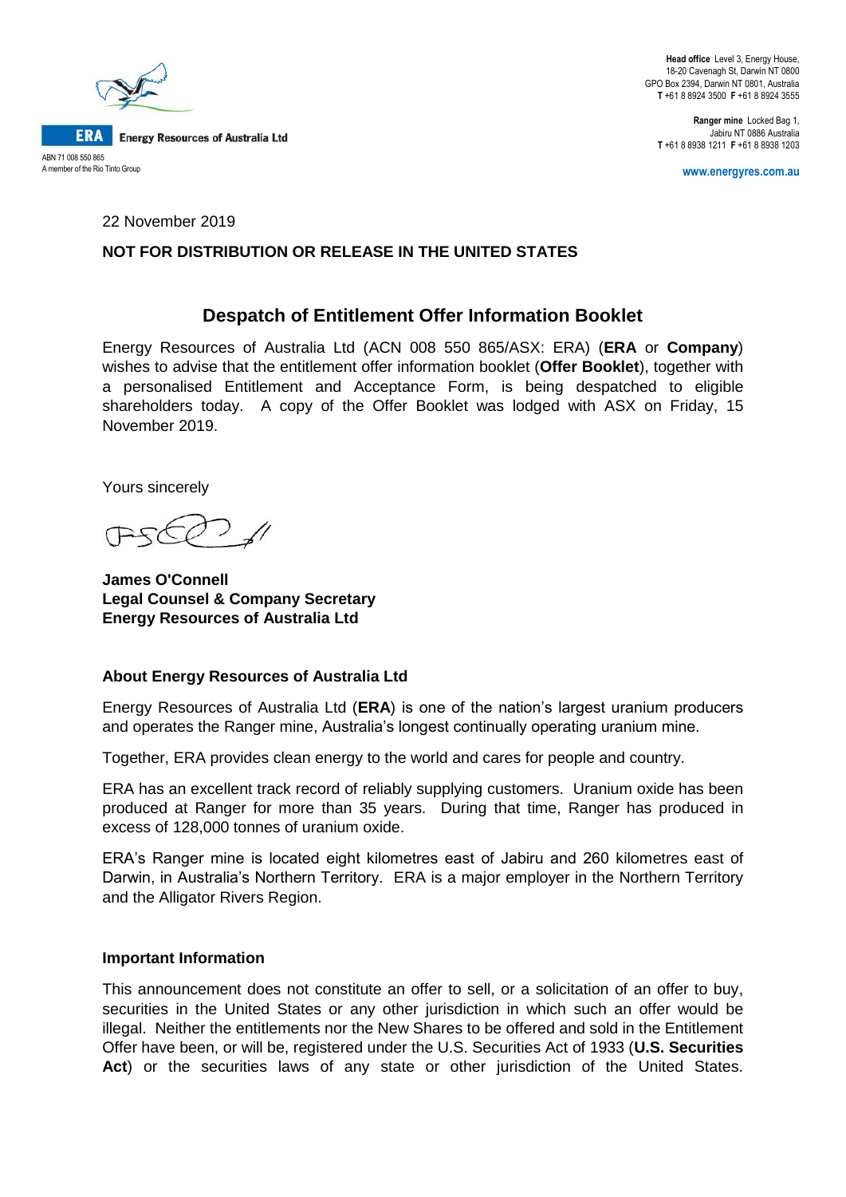**ERA** Energy Resources of Australia Ltd

ABN 71 008 550 865
A member of the Rio Tinto Group

**Head office** Level 3, Energy House,
18-20 Cavenagh St, Darwin NT 0800
GPO Box 2394, Darwin NT 0801, Australia
**T** +61 8 8924 3500 **F** +61 8 8924 3555

**Ranger mine** Locked Bag 1,
Jabiru NT 0886 Australia
**T** +61 8 8938 1211 **F** +61 8 8938 1203

**www.energyres.com.au**

22 November 2019

**NOT FOR DISTRIBUTION OR RELEASE IN THE UNITED STATES**

## Despatch of Entitlement Offer Information Booklet

Energy Resources of Australia Ltd (ACN 008 550 865/ASX: ERA) (**ERA** or **Company**) wishes to advise that the entitlement offer information booklet (**Offer Booklet**), together with a personalised Entitlement and Acceptance Form, is being despatched to eligible shareholders today. A copy of the Offer Booklet was lodged with ASX on Friday, 15 November 2019.

Yours sincerely

**James O'Connell**
**Legal Counsel & Company Secretary**
**Energy Resources of Australia Ltd**

### About Energy Resources of Australia Ltd

Energy Resources of Australia Ltd (**ERA**) is one of the nation's largest uranium producers and operates the Ranger mine, Australia's longest continually operating uranium mine.

Together, ERA provides clean energy to the world and cares for people and country.

ERA has an excellent track record of reliably supplying customers. Uranium oxide has been produced at Ranger for more than 35 years. During that time, Ranger has produced in excess of 128,000 tonnes of uranium oxide.

ERA's Ranger mine is located eight kilometres east of Jabiru and 260 kilometres east of Darwin, in Australia's Northern Territory. ERA is a major employer in the Northern Territory and the Alligator Rivers Region.

### Important Information

This announcement does not constitute an offer to sell, or a solicitation of an offer to buy, securities in the United States or any other jurisdiction in which such an offer would be illegal. Neither the entitlements nor the New Shares to be offered and sold in the Entitlement Offer have been, or will be, registered under the U.S. Securities Act of 1933 (**U.S. Securities Act**) or the securities laws of any state or other jurisdiction of the United States.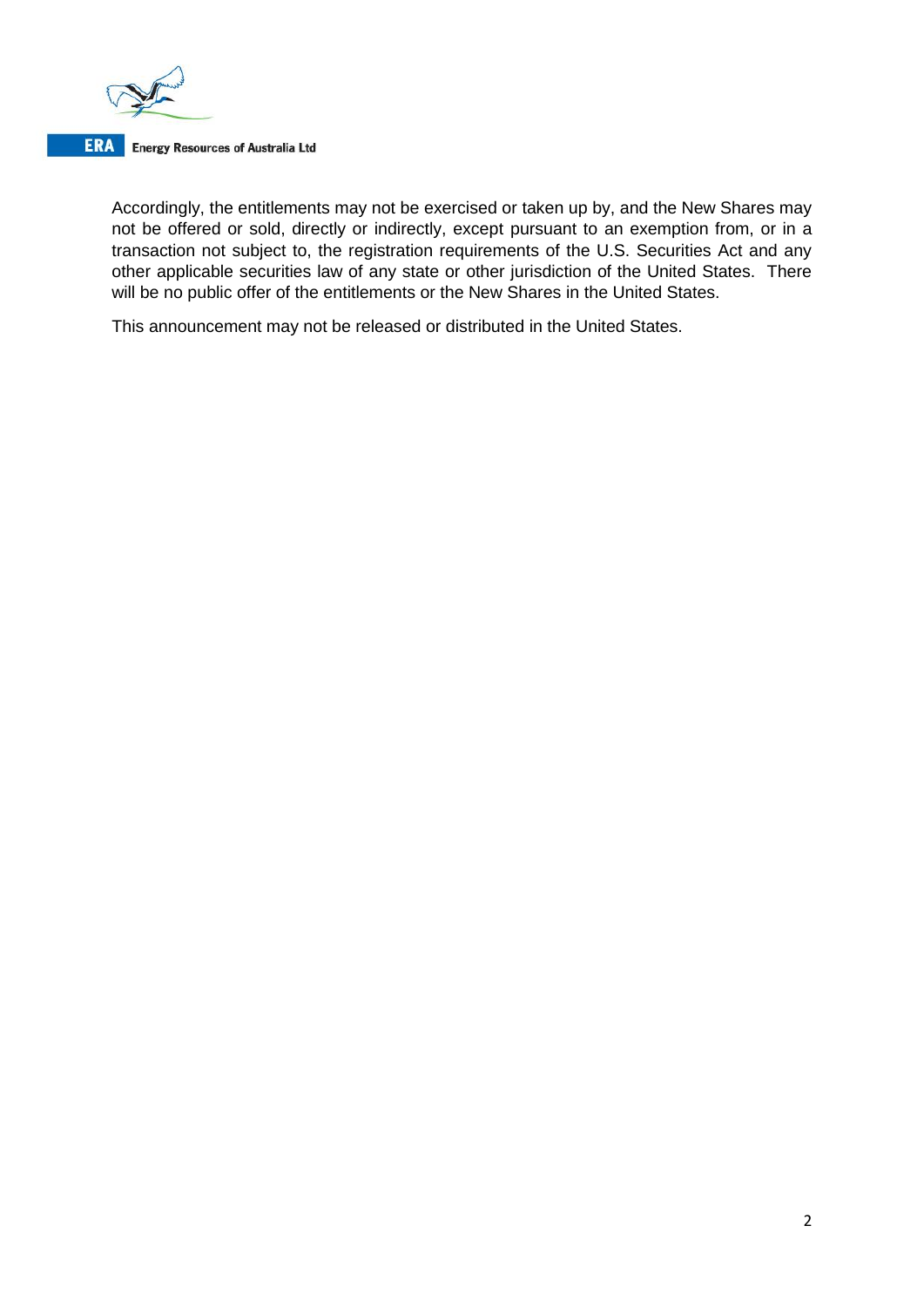Accordingly, the entitlements may not be exercised or taken up by, and the New Shares may not be offered or sold, directly or indirectly, except pursuant to an exemption from, or in a transaction not subject to, the registration requirements of the U.S. Securities Act and any other applicable securities law of any state or other jurisdiction of the United States. There will be no public offer of the entitlements or the New Shares in the United States.

This announcement may not be released or distributed in the United States.